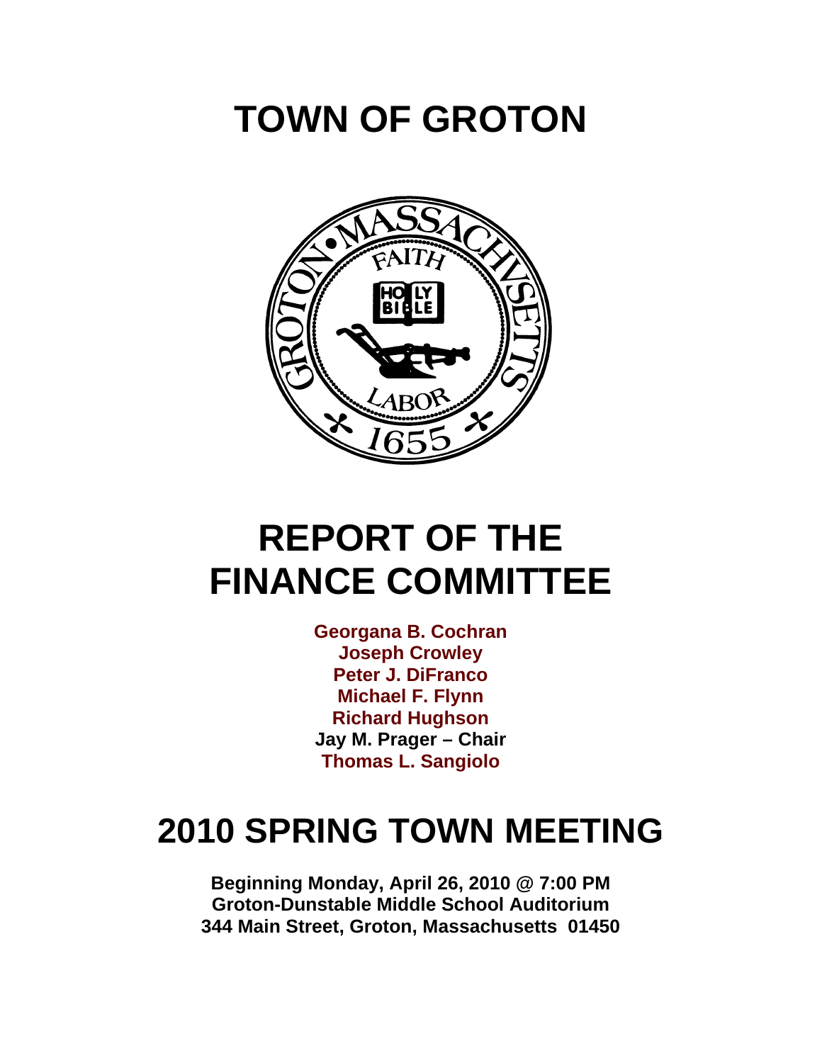# TOWN OF GROTON

# REPORT OF THE FINANCE COMMITTEE

**Georgana B. Cochran**
**Joseph Crowley**
**Peter J. DiFranco**
**Michael F. Flynn**
**Richard Hughson**
**Jay M. Prager – Chair**
**Thomas L. Sangiolo**

# 2010 SPRING TOWN MEETING

**Beginning Monday, April 26, 2010 @ 7:00 PM**
**Groton-Dunstable Middle School Auditorium**
**344 Main Street, Groton, Massachusetts 01450**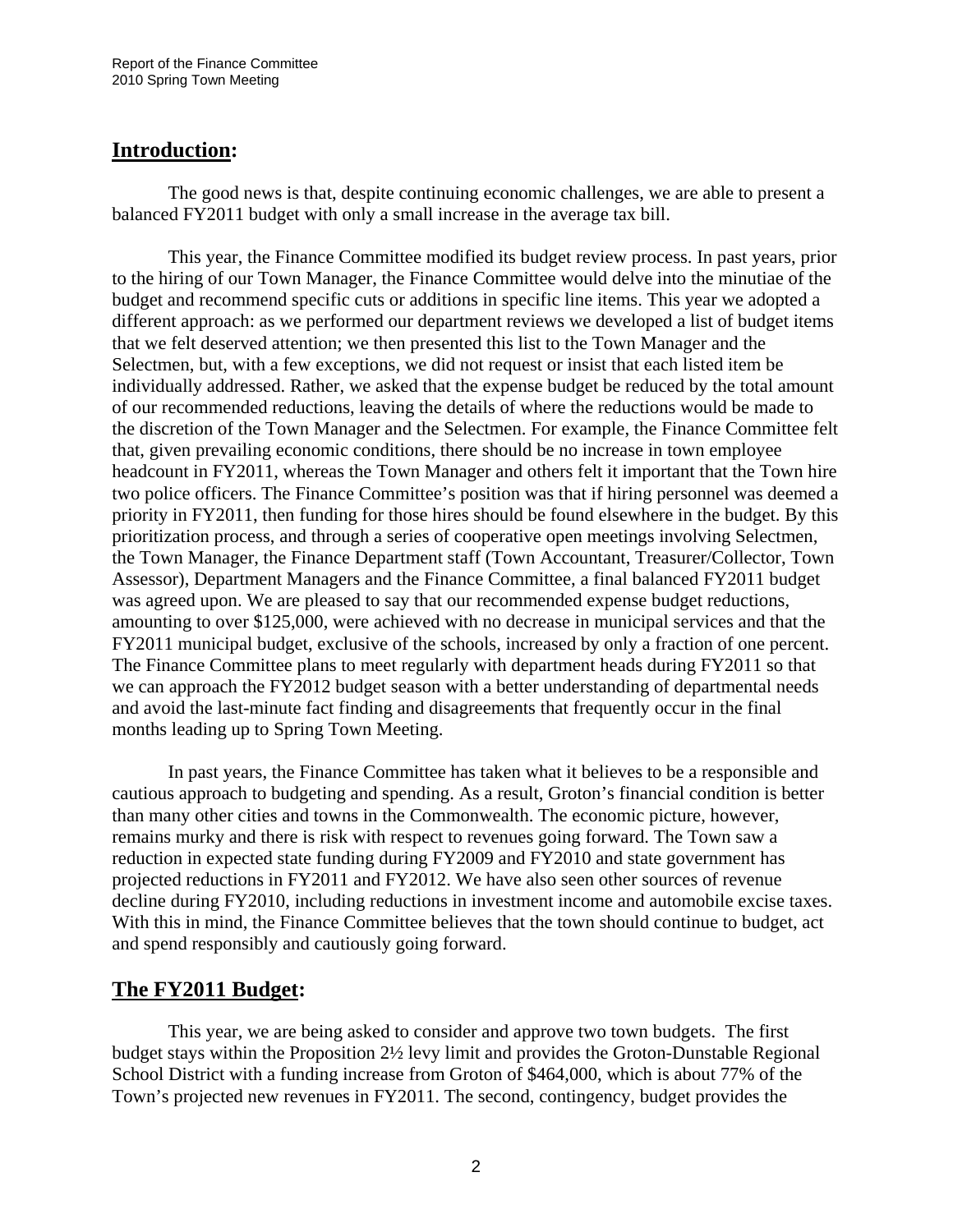## Introduction:

The good news is that, despite continuing economic challenges, we are able to present a balanced FY2011 budget with only a small increase in the average tax bill.

This year, the Finance Committee modified its budget review process. In past years, prior to the hiring of our Town Manager, the Finance Committee would delve into the minutiae of the budget and recommend specific cuts or additions in specific line items. This year we adopted a different approach: as we performed our department reviews we developed a list of budget items that we felt deserved attention; we then presented this list to the Town Manager and the Selectmen, but, with a few exceptions, we did not request or insist that each listed item be individually addressed. Rather, we asked that the expense budget be reduced by the total amount of our recommended reductions, leaving the details of where the reductions would be made to the discretion of the Town Manager and the Selectmen. For example, the Finance Committee felt that, given prevailing economic conditions, there should be no increase in town employee headcount in FY2011, whereas the Town Manager and others felt it important that the Town hire two police officers. The Finance Committee's position was that if hiring personnel was deemed a priority in FY2011, then funding for those hires should be found elsewhere in the budget. By this prioritization process, and through a series of cooperative open meetings involving Selectmen, the Town Manager, the Finance Department staff (Town Accountant, Treasurer/Collector, Town Assessor), Department Managers and the Finance Committee, a final balanced FY2011 budget was agreed upon. We are pleased to say that our recommended expense budget reductions, amounting to over $125,000, were achieved with no decrease in municipal services and that the FY2011 municipal budget, exclusive of the schools, increased by only a fraction of one percent. The Finance Committee plans to meet regularly with department heads during FY2011 so that we can approach the FY2012 budget season with a better understanding of departmental needs and avoid the last-minute fact finding and disagreements that frequently occur in the final months leading up to Spring Town Meeting.

In past years, the Finance Committee has taken what it believes to be a responsible and cautious approach to budgeting and spending. As a result, Groton's financial condition is better than many other cities and towns in the Commonwealth. The economic picture, however, remains murky and there is risk with respect to revenues going forward. The Town saw a reduction in expected state funding during FY2009 and FY2010 and state government has projected reductions in FY2011 and FY2012. We have also seen other sources of revenue decline during FY2010, including reductions in investment income and automobile excise taxes. With this in mind, the Finance Committee believes that the town should continue to budget, act and spend responsibly and cautiously going forward.

## The FY2011 Budget:

This year, we are being asked to consider and approve two town budgets. The first budget stays within the Proposition 2½ levy limit and provides the Groton-Dunstable Regional School District with a funding increase from Groton of $464,000, which is about 77% of the Town's projected new revenues in FY2011. The second, contingency, budget provides the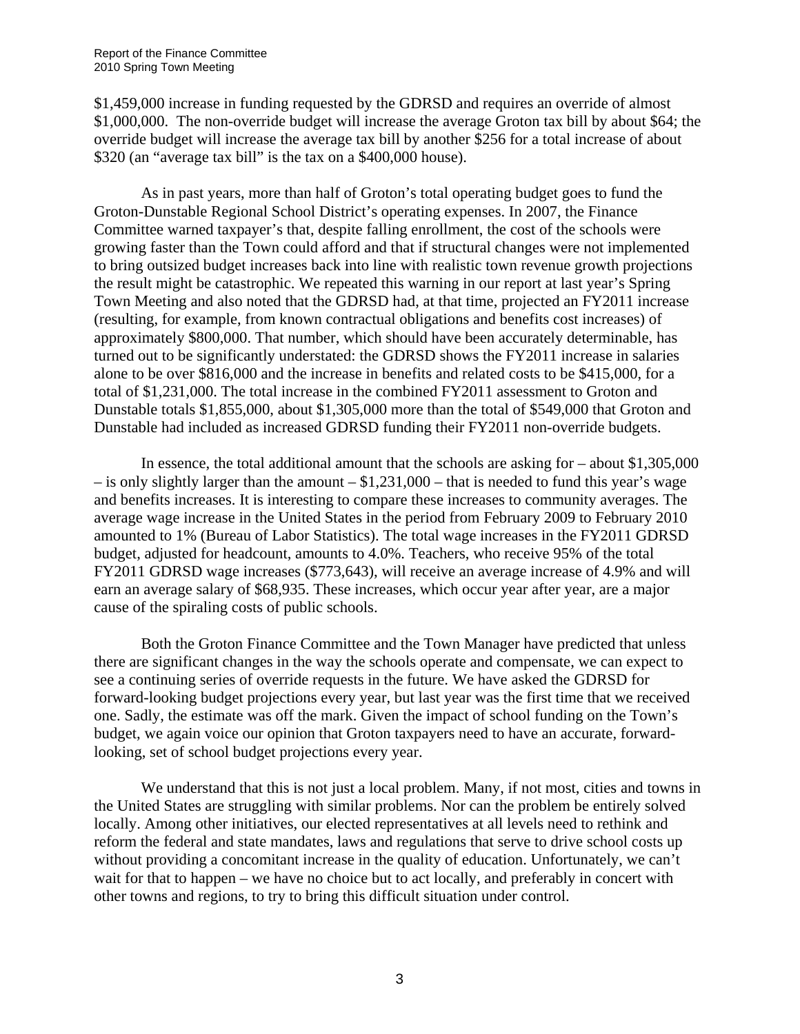$1,459,000 increase in funding requested by the GDRSD and requires an override of almost $1,000,000. The non-override budget will increase the average Groton tax bill by about $64; the override budget will increase the average tax bill by another $256 for a total increase of about $320 (an "average tax bill" is the tax on a $400,000 house).

As in past years, more than half of Groton's total operating budget goes to fund the Groton-Dunstable Regional School District's operating expenses. In 2007, the Finance Committee warned taxpayer's that, despite falling enrollment, the cost of the schools were growing faster than the Town could afford and that if structural changes were not implemented to bring outsized budget increases back into line with realistic town revenue growth projections the result might be catastrophic. We repeated this warning in our report at last year's Spring Town Meeting and also noted that the GDRSD had, at that time, projected an FY2011 increase (resulting, for example, from known contractual obligations and benefits cost increases) of approximately $800,000. That number, which should have been accurately determinable, has turned out to be significantly understated: the GDRSD shows the FY2011 increase in salaries alone to be over $816,000 and the increase in benefits and related costs to be $415,000, for a total of $1,231,000. The total increase in the combined FY2011 assessment to Groton and Dunstable totals $1,855,000, about $1,305,000 more than the total of $549,000 that Groton and Dunstable had included as increased GDRSD funding their FY2011 non-override budgets.

In essence, the total additional amount that the schools are asking for – about $1,305,000 – is only slightly larger than the amount – $1,231,000 – that is needed to fund this year's wage and benefits increases. It is interesting to compare these increases to community averages. The average wage increase in the United States in the period from February 2009 to February 2010 amounted to 1% (Bureau of Labor Statistics). The total wage increases in the FY2011 GDRSD budget, adjusted for headcount, amounts to 4.0%. Teachers, who receive 95% of the total FY2011 GDRSD wage increases ($773,643), will receive an average increase of 4.9% and will earn an average salary of $68,935. These increases, which occur year after year, are a major cause of the spiraling costs of public schools.

Both the Groton Finance Committee and the Town Manager have predicted that unless there are significant changes in the way the schools operate and compensate, we can expect to see a continuing series of override requests in the future. We have asked the GDRSD for forward-looking budget projections every year, but last year was the first time that we received one. Sadly, the estimate was off the mark. Given the impact of school funding on the Town's budget, we again voice our opinion that Groton taxpayers need to have an accurate, forward-looking, set of school budget projections every year.

We understand that this is not just a local problem. Many, if not most, cities and towns in the United States are struggling with similar problems. Nor can the problem be entirely solved locally. Among other initiatives, our elected representatives at all levels need to rethink and reform the federal and state mandates, laws and regulations that serve to drive school costs up without providing a concomitant increase in the quality of education. Unfortunately, we can't wait for that to happen – we have no choice but to act locally, and preferably in concert with other towns and regions, to try to bring this difficult situation under control.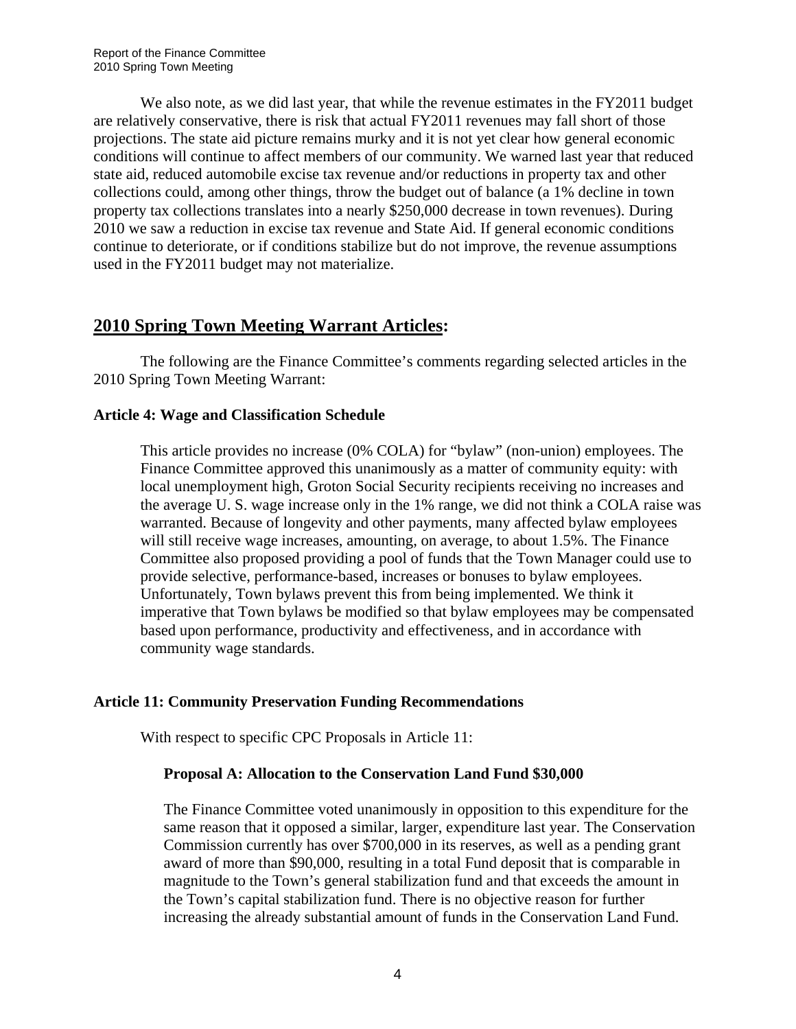We also note, as we did last year, that while the revenue estimates in the FY2011 budget are relatively conservative, there is risk that actual FY2011 revenues may fall short of those projections. The state aid picture remains murky and it is not yet clear how general economic conditions will continue to affect members of our community. We warned last year that reduced state aid, reduced automobile excise tax revenue and/or reductions in property tax and other collections could, among other things, throw the budget out of balance (a 1% decline in town property tax collections translates into a nearly $250,000 decrease in town revenues). During 2010 we saw a reduction in excise tax revenue and State Aid. If general economic conditions continue to deteriorate, or if conditions stabilize but do not improve, the revenue assumptions used in the FY2011 budget may not materialize.

## 2010 Spring Town Meeting Warrant Articles:

The following are the Finance Committee's comments regarding selected articles in the 2010 Spring Town Meeting Warrant:

### Article 4: Wage and Classification Schedule

This article provides no increase (0% COLA) for "bylaw" (non-union) employees. The Finance Committee approved this unanimously as a matter of community equity: with local unemployment high, Groton Social Security recipients receiving no increases and the average U. S. wage increase only in the 1% range, we did not think a COLA raise was warranted. Because of longevity and other payments, many affected bylaw employees will still receive wage increases, amounting, on average, to about 1.5%. The Finance Committee also proposed providing a pool of funds that the Town Manager could use to provide selective, performance-based, increases or bonuses to bylaw employees. Unfortunately, Town bylaws prevent this from being implemented. We think it imperative that Town bylaws be modified so that bylaw employees may be compensated based upon performance, productivity and effectiveness, and in accordance with community wage standards.

### Article 11: Community Preservation Funding Recommendations

With respect to specific CPC Proposals in Article 11:

#### Proposal A: Allocation to the Conservation Land Fund $30,000

The Finance Committee voted unanimously in opposition to this expenditure for the same reason that it opposed a similar, larger, expenditure last year. The Conservation Commission currently has over $700,000 in its reserves, as well as a pending grant award of more than $90,000, resulting in a total Fund deposit that is comparable in magnitude to the Town's general stabilization fund and that exceeds the amount in the Town's capital stabilization fund. There is no objective reason for further increasing the already substantial amount of funds in the Conservation Land Fund.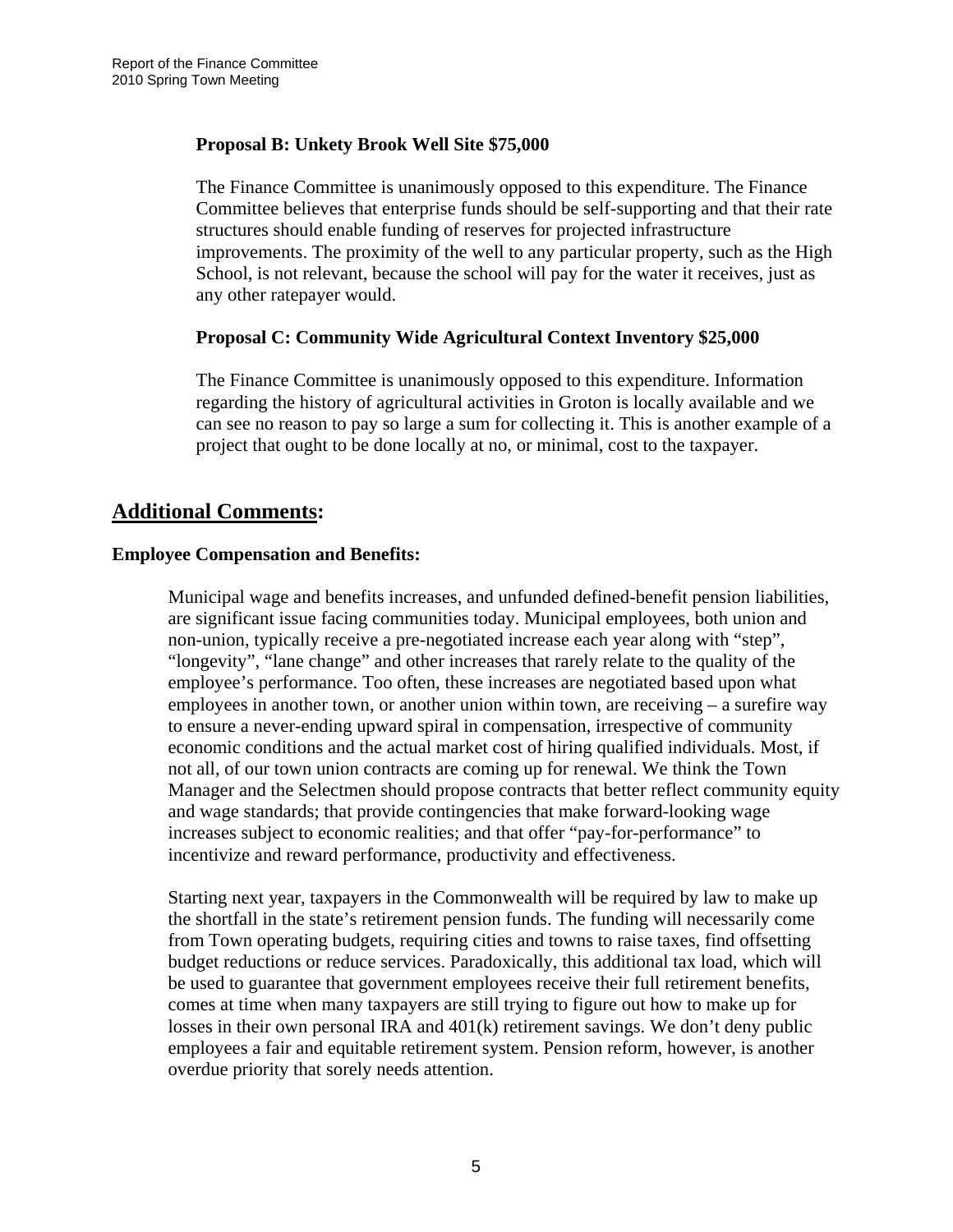**Proposal B: Unkety Brook Well Site $75,000**

The Finance Committee is unanimously opposed to this expenditure. The Finance Committee believes that enterprise funds should be self-supporting and that their rate structures should enable funding of reserves for projected infrastructure improvements. The proximity of the well to any particular property, such as the High School, is not relevant, because the school will pay for the water it receives, just as any other ratepayer would.

**Proposal C: Community Wide Agricultural Context Inventory $25,000**

The Finance Committee is unanimously opposed to this expenditure. Information regarding the history of agricultural activities in Groton is locally available and we can see no reason to pay so large a sum for collecting it. This is another example of a project that ought to be done locally at no, or minimal, cost to the taxpayer.

## Additional Comments:

**Employee Compensation and Benefits:**

Municipal wage and benefits increases, and unfunded defined-benefit pension liabilities, are significant issue facing communities today. Municipal employees, both union and non-union, typically receive a pre-negotiated increase each year along with "step", "longevity", "lane change" and other increases that rarely relate to the quality of the employee's performance. Too often, these increases are negotiated based upon what employees in another town, or another union within town, are receiving – a surefire way to ensure a never-ending upward spiral in compensation, irrespective of community economic conditions and the actual market cost of hiring qualified individuals. Most, if not all, of our town union contracts are coming up for renewal. We think the Town Manager and the Selectmen should propose contracts that better reflect community equity and wage standards; that provide contingencies that make forward-looking wage increases subject to economic realities; and that offer "pay-for-performance" to incentivize and reward performance, productivity and effectiveness.

Starting next year, taxpayers in the Commonwealth will be required by law to make up the shortfall in the state's retirement pension funds. The funding will necessarily come from Town operating budgets, requiring cities and towns to raise taxes, find offsetting budget reductions or reduce services. Paradoxically, this additional tax load, which will be used to guarantee that government employees receive their full retirement benefits, comes at time when many taxpayers are still trying to figure out how to make up for losses in their own personal IRA and 401(k) retirement savings. We don't deny public employees a fair and equitable retirement system. Pension reform, however, is another overdue priority that sorely needs attention.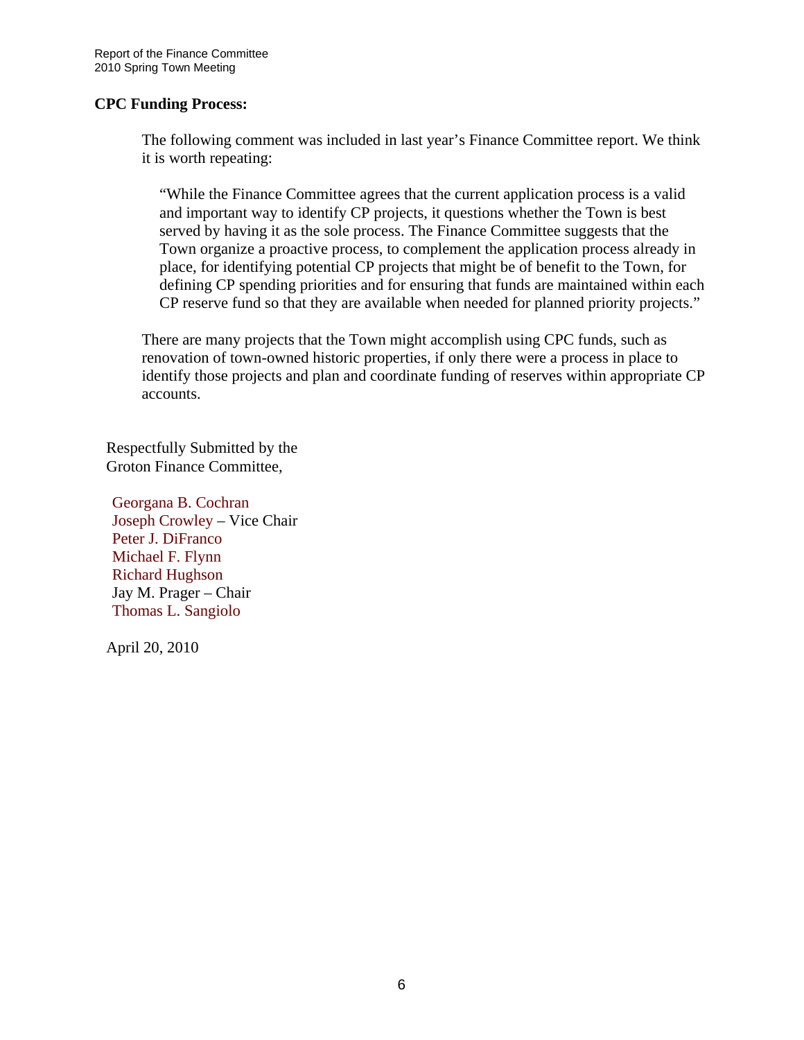**CPC Funding Process:**

The following comment was included in last year's Finance Committee report. We think it is worth repeating:

> "While the Finance Committee agrees that the current application process is a valid and important way to identify CP projects, it questions whether the Town is best served by having it as the sole process. The Finance Committee suggests that the Town organize a proactive process, to complement the application process already in place, for identifying potential CP projects that might be of benefit to the Town, for defining CP spending priorities and for ensuring that funds are maintained within each CP reserve fund so that they are available when needed for planned priority projects."

There are many projects that the Town might accomplish using CPC funds, such as renovation of town-owned historic properties, if only there were a process in place to identify those projects and plan and coordinate funding of reserves within appropriate CP accounts.

Respectfully Submitted by the
Groton Finance Committee,

Georgana B. Cochran
Joseph Crowley – Vice Chair
Peter J. DiFranco
Michael F. Flynn
Richard Hughson
Jay M. Prager – Chair
Thomas L. Sangiolo

April 20, 2010